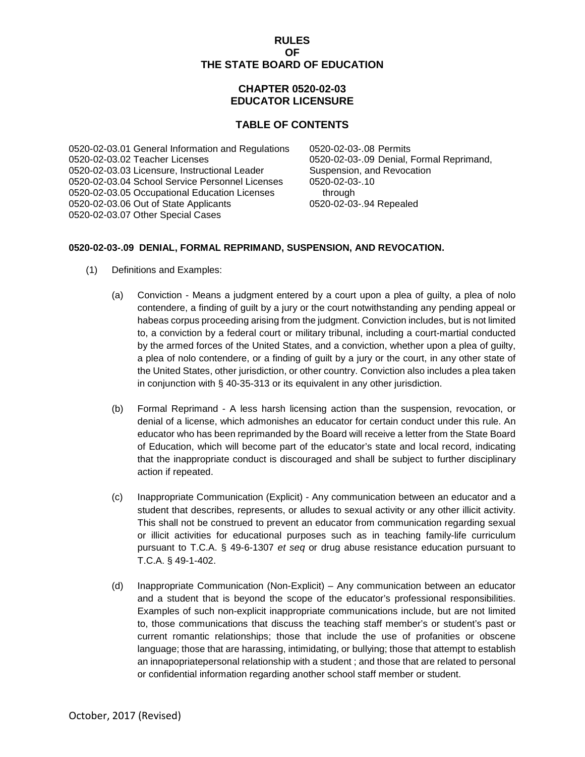# RULES
# OF
# THE STATE BOARD OF EDUCATION

## CHAPTER 0520-02-03
## EDUCATOR LICENSURE

## TABLE OF CONTENTS

0520-02-03.01 General Information and Regulations
0520-02-03.02 Teacher Licenses
0520-02-03.03 Licensure, Instructional Leader
0520-02-03.04 School Service Personnel Licenses
0520-02-03.05 Occupational Education Licenses
0520-02-03.06 Out of State Applicants
0520-02-03.07 Other Special Cases
0520-02-03-.08 Permits
0520-02-03-.09 Denial, Formal Reprimand, Suspension, and Revocation
0520-02-03-.10 through 0520-02-03-.94 Repealed

### 0520-02-03-.09 DENIAL, FORMAL REPRIMAND, SUSPENSION, AND REVOCATION.

(1) Definitions and Examples:

(a) Conviction - Means a judgment entered by a court upon a plea of guilty, a plea of nolo contendere, a finding of guilt by a jury or the court notwithstanding any pending appeal or habeas corpus proceeding arising from the judgment. Conviction includes, but is not limited to, a conviction by a federal court or military tribunal, including a court-martial conducted by the armed forces of the United States, and a conviction, whether upon a plea of guilty, a plea of nolo contendere, or a finding of guilt by a jury or the court, in any other state of the United States, other jurisdiction, or other country. Conviction also includes a plea taken in conjunction with § 40-35-313 or its equivalent in any other jurisdiction.

(b) Formal Reprimand - A less harsh licensing action than the suspension, revocation, or denial of a license, which admonishes an educator for certain conduct under this rule. An educator who has been reprimanded by the Board will receive a letter from the State Board of Education, which will become part of the educator's state and local record, indicating that the inappropriate conduct is discouraged and shall be subject to further disciplinary action if repeated.

(c) Inappropriate Communication (Explicit) - Any communication between an educator and a student that describes, represents, or alludes to sexual activity or any other illicit activity. This shall not be construed to prevent an educator from communication regarding sexual or illicit activities for educational purposes such as in teaching family-life curriculum pursuant to T.C.A. § 49-6-1307 *et seq* or drug abuse resistance education pursuant to T.C.A. § 49-1-402.

(d) Inappropriate Communication (Non-Explicit) – Any communication between an educator and a student that is beyond the scope of the educator's professional responsibilities. Examples of such non-explicit inappropriate communications include, but are not limited to, those communications that discuss the teaching staff member's or student's past or current romantic relationships; those that include the use of profanities or obscene language; those that are harassing, intimidating, or bullying; those that attempt to establish an innapopriatepersonal relationship with a student ; and those that are related to personal or confidential information regarding another school staff member or student.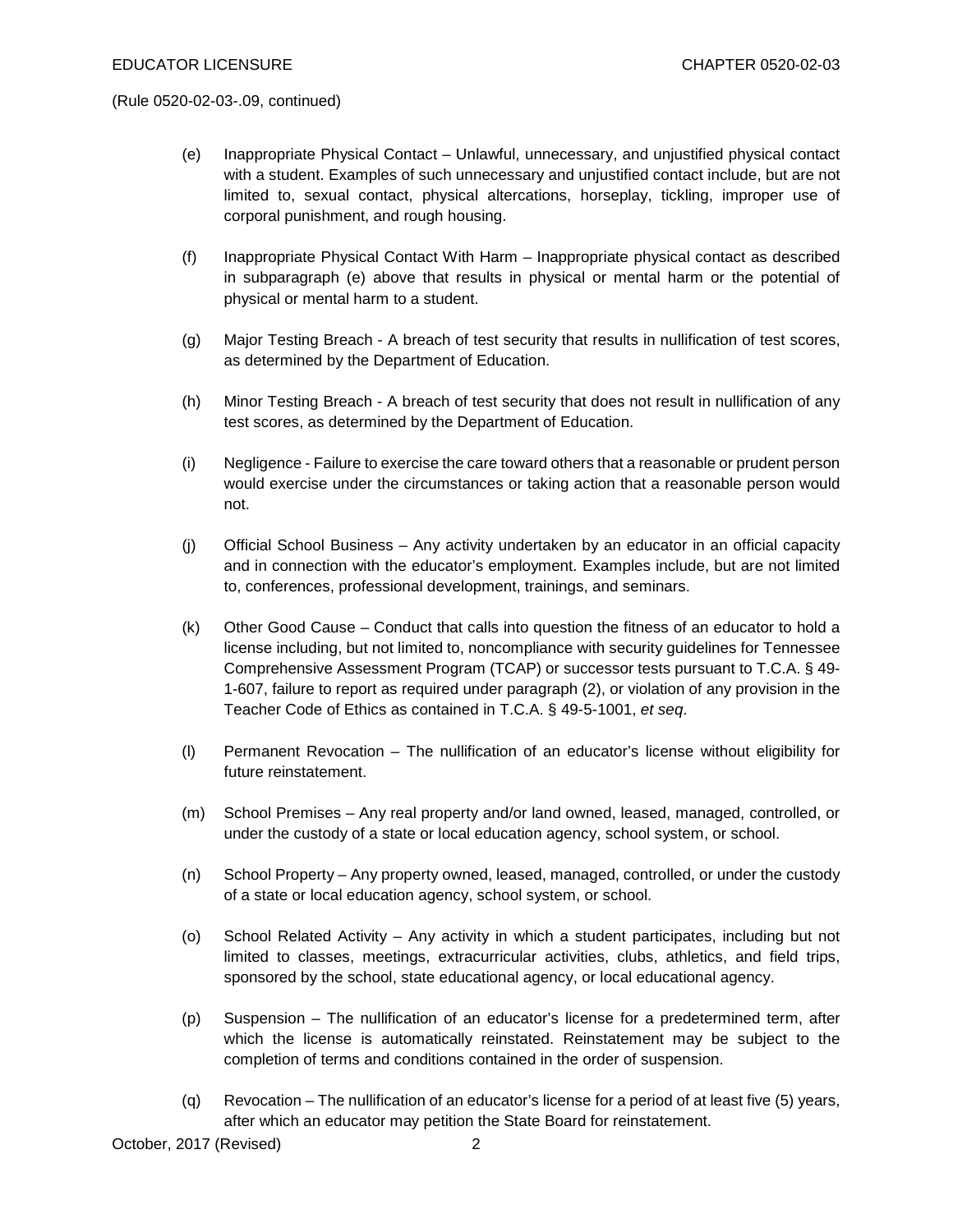(Rule 0520-02-03-.09, continued)

(e) Inappropriate Physical Contact – Unlawful, unnecessary, and unjustified physical contact with a student. Examples of such unnecessary and unjustified contact include, but are not limited to, sexual contact, physical altercations, horseplay, tickling, improper use of corporal punishment, and rough housing.

(f) Inappropriate Physical Contact With Harm – Inappropriate physical contact as described in subparagraph (e) above that results in physical or mental harm or the potential of physical or mental harm to a student.

(g) Major Testing Breach - A breach of test security that results in nullification of test scores, as determined by the Department of Education.

(h) Minor Testing Breach - A breach of test security that does not result in nullification of any test scores, as determined by the Department of Education.

(i) Negligence - Failure to exercise the care toward others that a reasonable or prudent person would exercise under the circumstances or taking action that a reasonable person would not.

(j) Official School Business – Any activity undertaken by an educator in an official capacity and in connection with the educator's employment. Examples include, but are not limited to, conferences, professional development, trainings, and seminars.

(k) Other Good Cause – Conduct that calls into question the fitness of an educator to hold a license including, but not limited to, noncompliance with security guidelines for Tennessee Comprehensive Assessment Program (TCAP) or successor tests pursuant to T.C.A. § 49-1-607, failure to report as required under paragraph (2), or violation of any provision in the Teacher Code of Ethics as contained in T.C.A. § 49-5-1001, *et seq*.

(l) Permanent Revocation – The nullification of an educator's license without eligibility for future reinstatement.

(m) School Premises – Any real property and/or land owned, leased, managed, controlled, or under the custody of a state or local education agency, school system, or school.

(n) School Property – Any property owned, leased, managed, controlled, or under the custody of a state or local education agency, school system, or school.

(o) School Related Activity – Any activity in which a student participates, including but not limited to classes, meetings, extracurricular activities, clubs, athletics, and field trips, sponsored by the school, state educational agency, or local educational agency.

(p) Suspension – The nullification of an educator's license for a predetermined term, after which the license is automatically reinstated. Reinstatement may be subject to the completion of terms and conditions contained in the order of suspension.

(q) Revocation – The nullification of an educator's license for a period of at least five (5) years, after which an educator may petition the State Board for reinstatement.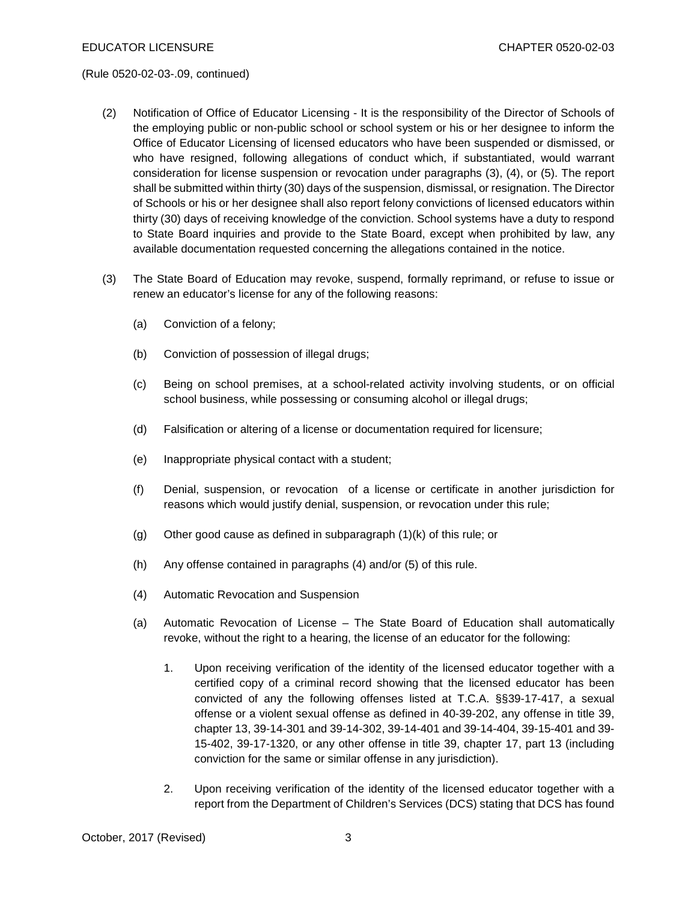(Rule 0520-02-03-.09, continued)

(2) Notification of Office of Educator Licensing - It is the responsibility of the Director of Schools of the employing public or non-public school or school system or his or her designee to inform the Office of Educator Licensing of licensed educators who have been suspended or dismissed, or who have resigned, following allegations of conduct which, if substantiated, would warrant consideration for license suspension or revocation under paragraphs (3), (4), or (5). The report shall be submitted within thirty (30) days of the suspension, dismissal, or resignation. The Director of Schools or his or her designee shall also report felony convictions of licensed educators within thirty (30) days of receiving knowledge of the conviction. School systems have a duty to respond to State Board inquiries and provide to the State Board, except when prohibited by law, any available documentation requested concerning the allegations contained in the notice.

(3) The State Board of Education may revoke, suspend, formally reprimand, or refuse to issue or renew an educator's license for any of the following reasons:

(a) Conviction of a felony;

(b) Conviction of possession of illegal drugs;

(c) Being on school premises, at a school-related activity involving students, or on official school business, while possessing or consuming alcohol or illegal drugs;

(d) Falsification or altering of a license or documentation required for licensure;

(e) Inappropriate physical contact with a student;

(f) Denial, suspension, or revocation of a license or certificate in another jurisdiction for reasons which would justify denial, suspension, or revocation under this rule;

(g) Other good cause as defined in subparagraph (1)(k) of this rule; or

(h) Any offense contained in paragraphs (4) and/or (5) of this rule.

(4) Automatic Revocation and Suspension

(a) Automatic Revocation of License – The State Board of Education shall automatically revoke, without the right to a hearing, the license of an educator for the following:

1. Upon receiving verification of the identity of the licensed educator together with a certified copy of a criminal record showing that the licensed educator has been convicted of any the following offenses listed at T.C.A. §§39-17-417, a sexual offense or a violent sexual offense as defined in 40-39-202, any offense in title 39, chapter 13, 39-14-301 and 39-14-302, 39-14-401 and 39-14-404, 39-15-401 and 39-15-402, 39-17-1320, or any other offense in title 39, chapter 17, part 13 (including conviction for the same or similar offense in any jurisdiction).

2. Upon receiving verification of the identity of the licensed educator together with a report from the Department of Children's Services (DCS) stating that DCS has found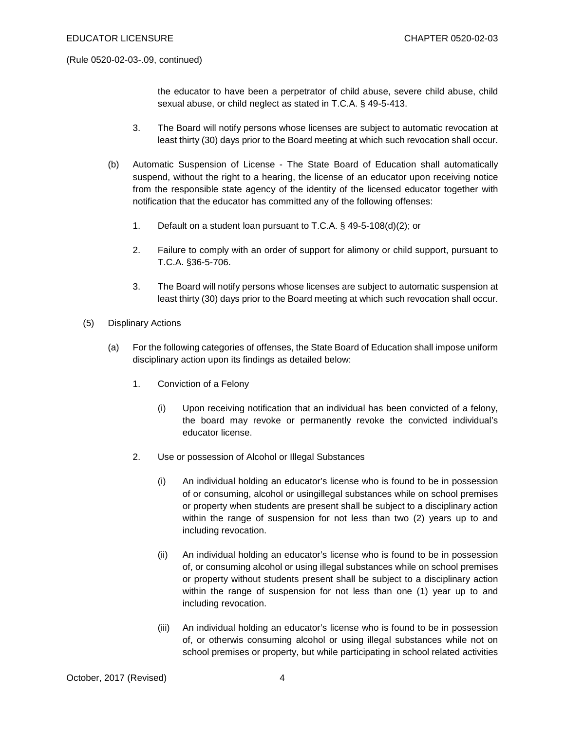(Rule 0520-02-03-.09, continued)

the educator to have been a perpetrator of child abuse, severe child abuse, child sexual abuse, or child neglect as stated in T.C.A. § 49-5-413.

3. The Board will notify persons whose licenses are subject to automatic revocation at least thirty (30) days prior to the Board meeting at which such revocation shall occur.

(b) Automatic Suspension of License - The State Board of Education shall automatically suspend, without the right to a hearing, the license of an educator upon receiving notice from the responsible state agency of the identity of the licensed educator together with notification that the educator has committed any of the following offenses:

1. Default on a student loan pursuant to T.C.A. § 49-5-108(d)(2); or

2. Failure to comply with an order of support for alimony or child support, pursuant to T.C.A. §36-5-706.

3. The Board will notify persons whose licenses are subject to automatic suspension at least thirty (30) days prior to the Board meeting at which such revocation shall occur.

(5) Displinary Actions

(a) For the following categories of offenses, the State Board of Education shall impose uniform disciplinary action upon its findings as detailed below:

1. Conviction of a Felony

(i) Upon receiving notification that an individual has been convicted of a felony, the board may revoke or permanently revoke the convicted individual's educator license.

2. Use or possession of Alcohol or Illegal Substances

(i) An individual holding an educator's license who is found to be in possession of or consuming, alcohol or usingillegal substances while on school premises or property when students are present shall be subject to a disciplinary action within the range of suspension for not less than two (2) years up to and including revocation.

(ii) An individual holding an educator's license who is found to be in possession of, or consuming alcohol or using illegal substances while on school premises or property without students present shall be subject to a disciplinary action within the range of suspension for not less than one (1) year up to and including revocation.

(iii) An individual holding an educator's license who is found to be in possession of, or otherwis consuming alcohol or using illegal substances while not on school premises or property, but while participating in school related activities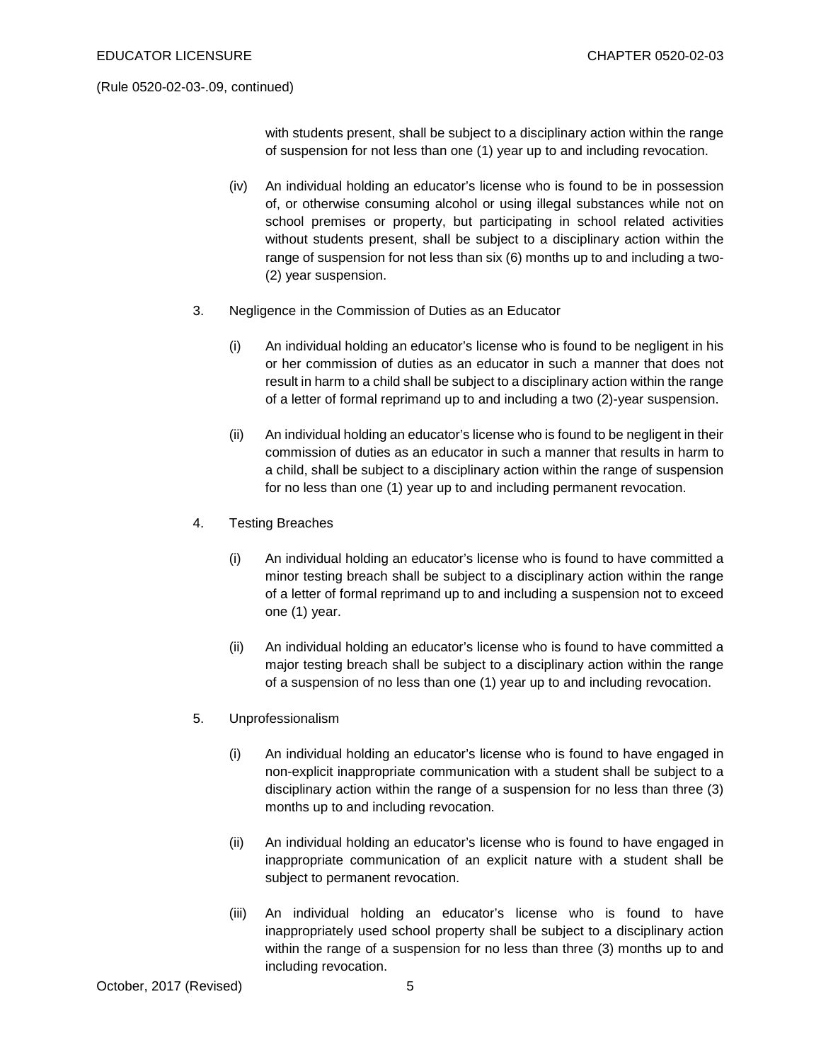(Rule 0520-02-03-.09, continued)

with students present, shall be subject to a disciplinary action within the range of suspension for not less than one (1) year up to and including revocation.

(iv) An individual holding an educator's license who is found to be in possession of, or otherwise consuming alcohol or using illegal substances while not on school premises or property, but participating in school related activities without students present, shall be subject to a disciplinary action within the range of suspension for not less than six (6) months up to and including a two-(2) year suspension.

3. Negligence in the Commission of Duties as an Educator

(i) An individual holding an educator's license who is found to be negligent in his or her commission of duties as an educator in such a manner that does not result in harm to a child shall be subject to a disciplinary action within the range of a letter of formal reprimand up to and including a two (2)-year suspension.

(ii) An individual holding an educator's license who is found to be negligent in their commission of duties as an educator in such a manner that results in harm to a child, shall be subject to a disciplinary action within the range of suspension for no less than one (1) year up to and including permanent revocation.

4. Testing Breaches

(i) An individual holding an educator's license who is found to have committed a minor testing breach shall be subject to a disciplinary action within the range of a letter of formal reprimand up to and including a suspension not to exceed one (1) year.

(ii) An individual holding an educator's license who is found to have committed a major testing breach shall be subject to a disciplinary action within the range of a suspension of no less than one (1) year up to and including revocation.

5. Unprofessionalism

(i) An individual holding an educator's license who is found to have engaged in non-explicit inappropriate communication with a student shall be subject to a disciplinary action within the range of a suspension for no less than three (3) months up to and including revocation.

(ii) An individual holding an educator's license who is found to have engaged in inappropriate communication of an explicit nature with a student shall be subject to permanent revocation.

(iii) An individual holding an educator's license who is found to have inappropriately used school property shall be subject to a disciplinary action within the range of a suspension for no less than three (3) months up to and including revocation.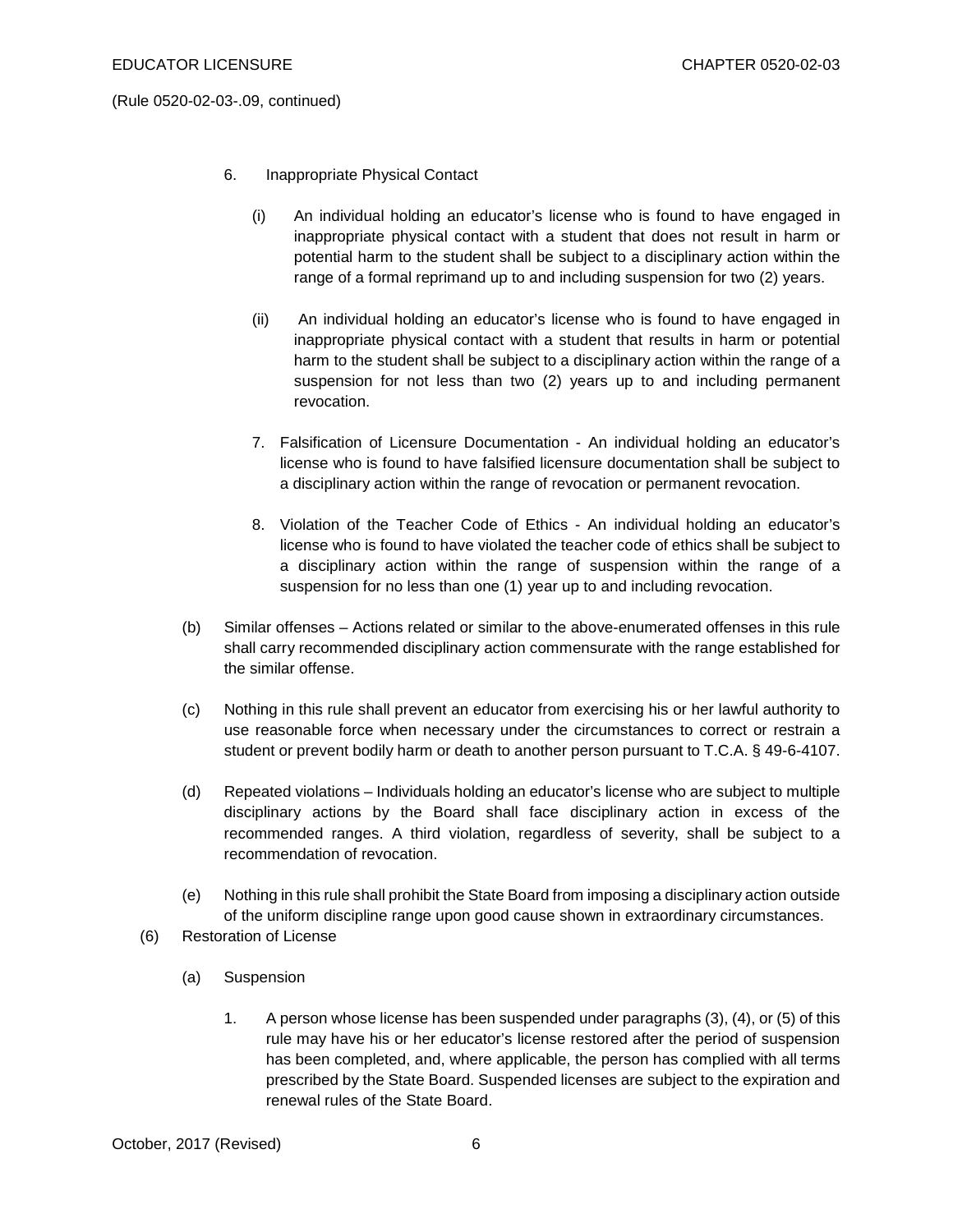(Rule 0520-02-03-.09, continued)

6. Inappropriate Physical Contact

   (i) An individual holding an educator's license who is found to have engaged in inappropriate physical contact with a student that does not result in harm or potential harm to the student shall be subject to a disciplinary action within the range of a formal reprimand up to and including suspension for two (2) years.

   (ii) An individual holding an educator's license who is found to have engaged in inappropriate physical contact with a student that results in harm or potential harm to the student shall be subject to a disciplinary action within the range of a suspension for not less than two (2) years up to and including permanent revocation.

7. Falsification of Licensure Documentation - An individual holding an educator's license who is found to have falsified licensure documentation shall be subject to a disciplinary action within the range of revocation or permanent revocation.

8. Violation of the Teacher Code of Ethics - An individual holding an educator's license who is found to have violated the teacher code of ethics shall be subject to a disciplinary action within the range of suspension within the range of a suspension for no less than one (1) year up to and including revocation.

(b) Similar offenses – Actions related or similar to the above-enumerated offenses in this rule shall carry recommended disciplinary action commensurate with the range established for the similar offense.

(c) Nothing in this rule shall prevent an educator from exercising his or her lawful authority to use reasonable force when necessary under the circumstances to correct or restrain a student or prevent bodily harm or death to another person pursuant to T.C.A. § 49-6-4107.

(d) Repeated violations – Individuals holding an educator's license who are subject to multiple disciplinary actions by the Board shall face disciplinary action in excess of the recommended ranges. A third violation, regardless of severity, shall be subject to a recommendation of revocation.

(e) Nothing in this rule shall prohibit the State Board from imposing a disciplinary action outside of the uniform discipline range upon good cause shown in extraordinary circumstances.

(6) Restoration of License

(a) Suspension

1. A person whose license has been suspended under paragraphs (3), (4), or (5) of this rule may have his or her educator's license restored after the period of suspension has been completed, and, where applicable, the person has complied with all terms prescribed by the State Board. Suspended licenses are subject to the expiration and renewal rules of the State Board.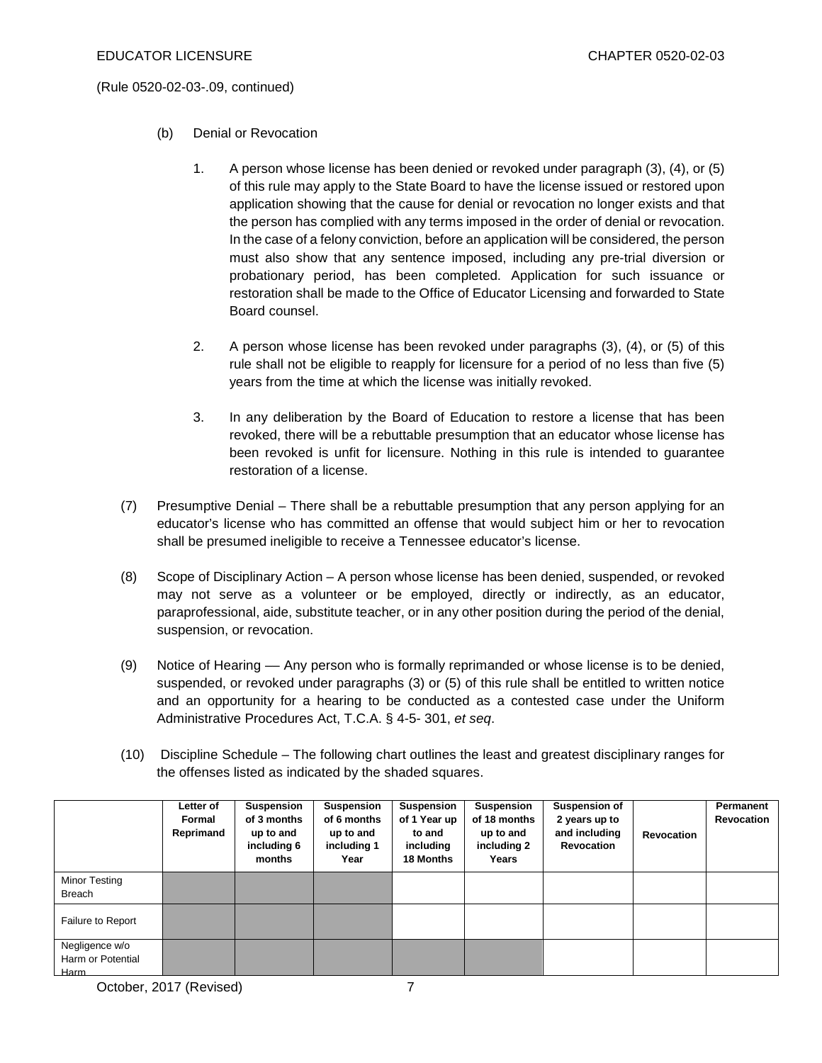(Rule 0520-02-03-.09, continued)

(b) Denial or Revocation

1. A person whose license has been denied or revoked under paragraph (3), (4), or (5) of this rule may apply to the State Board to have the license issued or restored upon application showing that the cause for denial or revocation no longer exists and that the person has complied with any terms imposed in the order of denial or revocation. In the case of a felony conviction, before an application will be considered, the person must also show that any sentence imposed, including any pre-trial diversion or probationary period, has been completed. Application for such issuance or restoration shall be made to the Office of Educator Licensing and forwarded to State Board counsel.

2. A person whose license has been revoked under paragraphs (3), (4), or (5) of this rule shall not be eligible to reapply for licensure for a period of no less than five (5) years from the time at which the license was initially revoked.

3. In any deliberation by the Board of Education to restore a license that has been revoked, there will be a rebuttable presumption that an educator whose license has been revoked is unfit for licensure. Nothing in this rule is intended to guarantee restoration of a license.

(7) Presumptive Denial – There shall be a rebuttable presumption that any person applying for an educator's license who has committed an offense that would subject him or her to revocation shall be presumed ineligible to receive a Tennessee educator's license.

(8) Scope of Disciplinary Action – A person whose license has been denied, suspended, or revoked may not serve as a volunteer or be employed, directly or indirectly, as an educator, paraprofessional, aide, substitute teacher, or in any other position during the period of the denial, suspension, or revocation.

(9) Notice of Hearing — Any person who is formally reprimanded or whose license is to be denied, suspended, or revoked under paragraphs (3) or (5) of this rule shall be entitled to written notice and an opportunity for a hearing to be conducted as a contested case under the Uniform Administrative Procedures Act, T.C.A. § 4-5- 301, *et seq*.

(10) Discipline Schedule – The following chart outlines the least and greatest disciplinary ranges for the offenses listed as indicated by the shaded squares.

| | Letter of Formal Reprimand | Suspension of 3 months up to and including 6 months | Suspension of 6 months up to and including 1 Year | Suspension of 1 Year up to and including 18 Months | Suspension of 18 months up to and including 2 Years | Suspension of 2 years up to and including Revocation | Revocation | Permanent Revocation |
|---|---|---|---|---|---|---|---|---|
| Minor Testing Breach | ■ | ■ | ■ | | | | | |
| Failure to Report | ■ | ■ | ■ | | | | | |
| Negligence w/o Harm or Potential Harm | ■ | ■ | ■ | ■ | ■ | | | |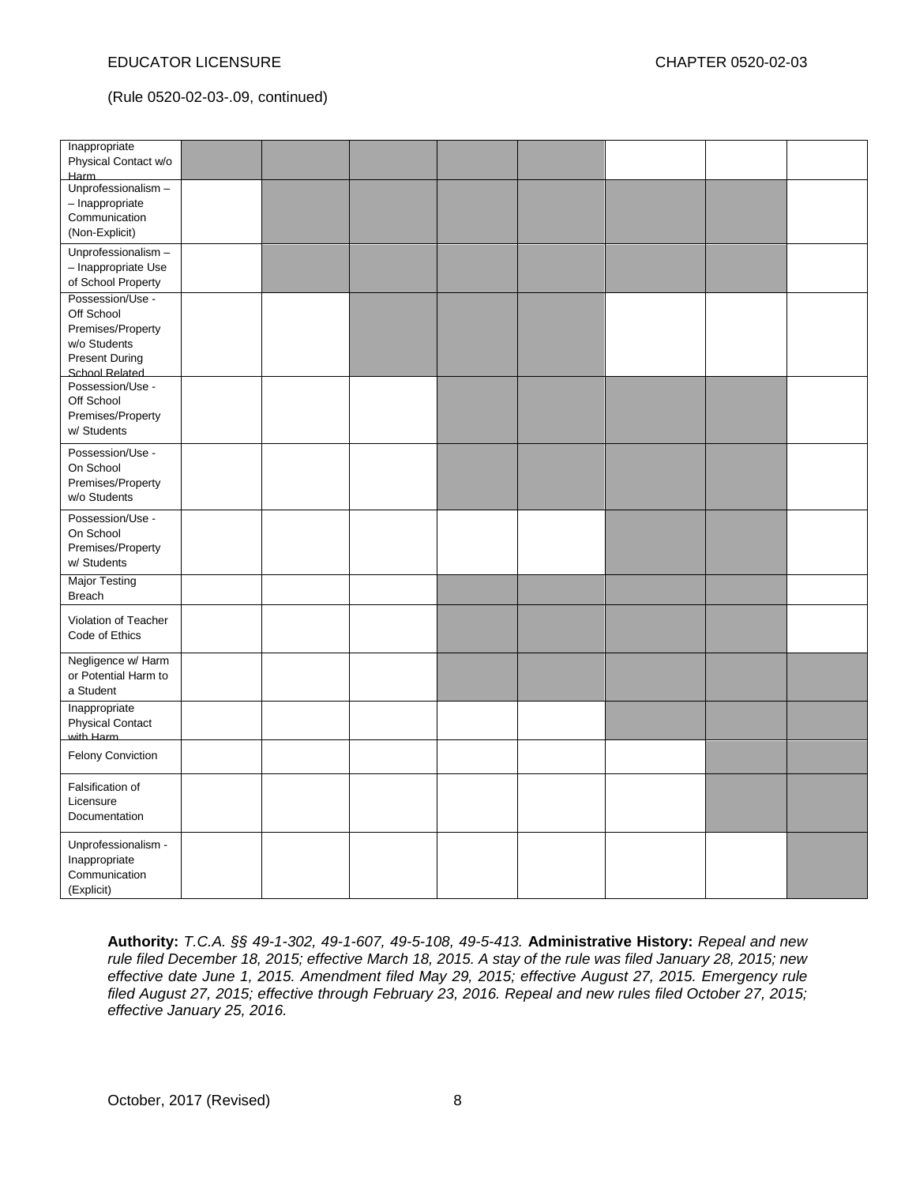(Rule 0520-02-03-.09, continued)

| | | | | | | | | |
|---|---|---|---|---|---|---|---|---|
| Inappropriate Physical Contact w/o Harm | ■ | ■ | ■ | ■ | ■ | | | |
| Unprofessionalism – – Inappropriate Communication (Non-Explicit) | | ■ | ■ | ■ | ■ | ■ | ■ | |
| Unprofessionalism – – Inappropriate Use of School Property | | ■ | ■ | ■ | ■ | ■ | ■ | |
| Possession/Use - Off School Premises/Property w/o Students Present During School Related | | | ■ | ■ | ■ | | | |
| Possession/Use - Off School Premises/Property w/ Students | | | | ■ | ■ | ■ | ■ | |
| Possession/Use - On School Premises/Property w/o Students | | | | ■ | ■ | ■ | ■ | |
| Possession/Use - On School Premises/Property w/ Students | | | | | | ■ | ■ | |
| Major Testing Breach | | | | ■ | ■ | ■ | ■ | |
| Violation of Teacher Code of Ethics | | | | ■ | ■ | ■ | ■ | |
| Negligence w/ Harm or Potential Harm to a Student | | | | ■ | ■ | ■ | ■ | ■ |
| Inappropriate Physical Contact with Harm | | | | | | ■ | ■ | ■ |
| Felony Conviction | | | | | | | ■ | ■ |
| Falsification of Licensure Documentation | | | | | | | ■ | ■ |
| Unprofessionalism - Inappropriate Communication (Explicit) | | | | | | | | ■ |

**Authority:** *T.C.A. §§ 49-1-302, 49-1-607, 49-5-108, 49-5-413.* **Administrative History:** *Repeal and new rule filed December 18, 2015; effective March 18, 2015. A stay of the rule was filed January 28, 2015; new effective date June 1, 2015. Amendment filed May 29, 2015; effective August 27, 2015. Emergency rule filed August 27, 2015; effective through February 23, 2016. Repeal and new rules filed October 27, 2015; effective January 25, 2016.*